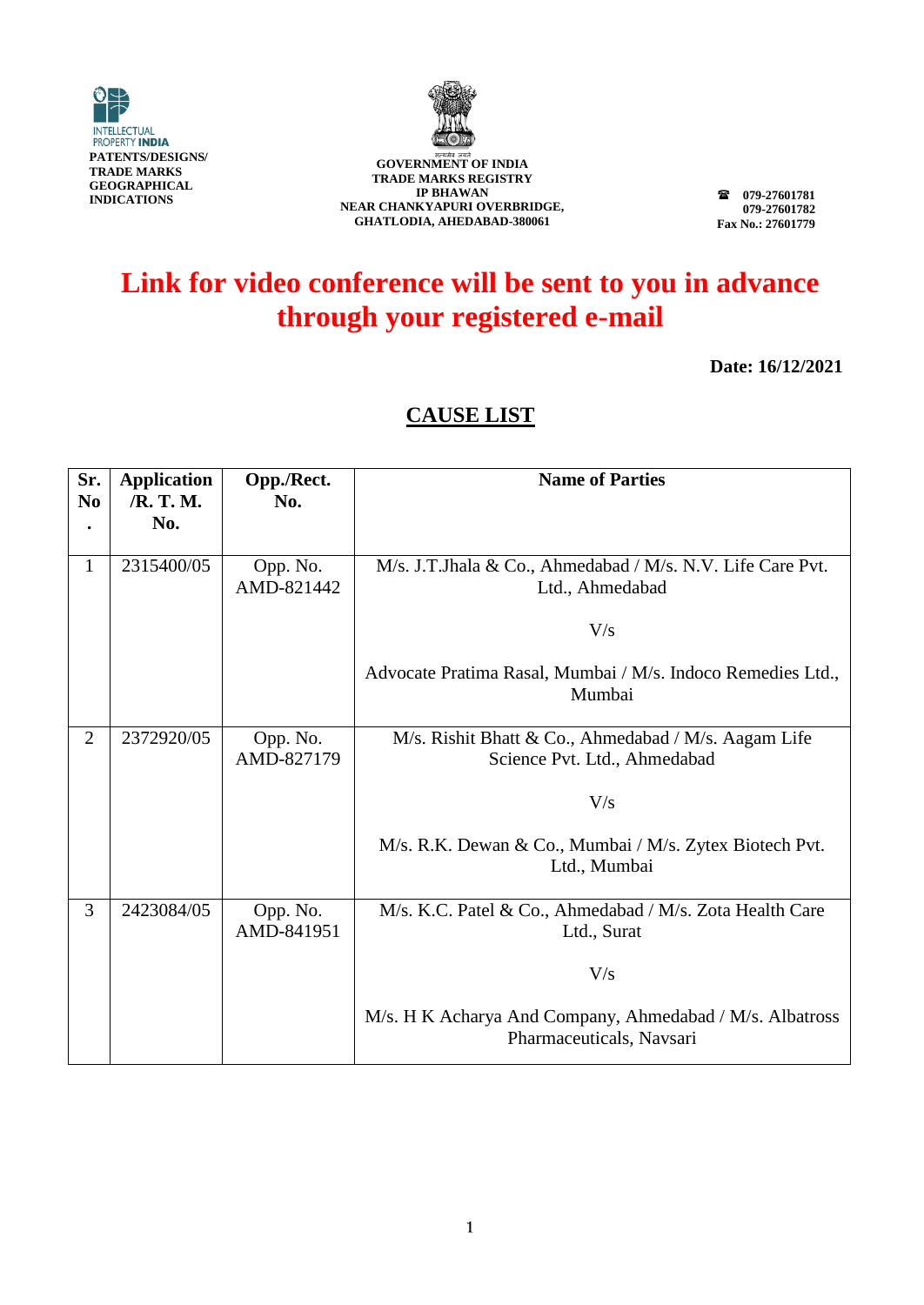INTELLECTUAL PROPERTY INDIA
**PATENTS/DESIGNS/ TRADE MARKS GEOGRAPHICAL INDICATIONS**

सत्यमेव जयते
**GOVERNMENT OF INDIA**
**TRADE MARKS REGISTRY**
**IP BHAWAN**
**NEAR CHANKYAPURI OVERBRIDGE,**
**GHATLODIA, AHEDABAD-380061**

☎ **079-27601781**
**079-27601782**
**Fax No.: 27601779**

# Link for video conference will be sent to you in advance through your registered e-mail

**Date: 16/12/2021**

## CAUSE LIST

| Sr. No. | Application /R. T. M. No. | Opp./Rect. No. | Name of Parties |
|---|---|---|---|
| 1 | 2315400/05 | Opp. No. AMD-821442 | M/s. J.T.Jhala & Co., Ahmedabad / M/s. N.V. Life Care Pvt. Ltd., Ahmedabad<br><br>V/s<br><br>Advocate Pratima Rasal, Mumbai / M/s. Indoco Remedies Ltd., Mumbai |
| 2 | 2372920/05 | Opp. No. AMD-827179 | M/s. Rishit Bhatt & Co., Ahmedabad / M/s. Aagam Life Science Pvt. Ltd., Ahmedabad<br><br>V/s<br><br>M/s. R.K. Dewan & Co., Mumbai / M/s. Zytex Biotech Pvt. Ltd., Mumbai |
| 3 | 2423084/05 | Opp. No. AMD-841951 | M/s. K.C. Patel & Co., Ahmedabad / M/s. Zota Health Care Ltd., Surat<br><br>V/s<br><br>M/s. H K Acharya And Company, Ahmedabad / M/s. Albatross Pharmaceuticals, Navsari |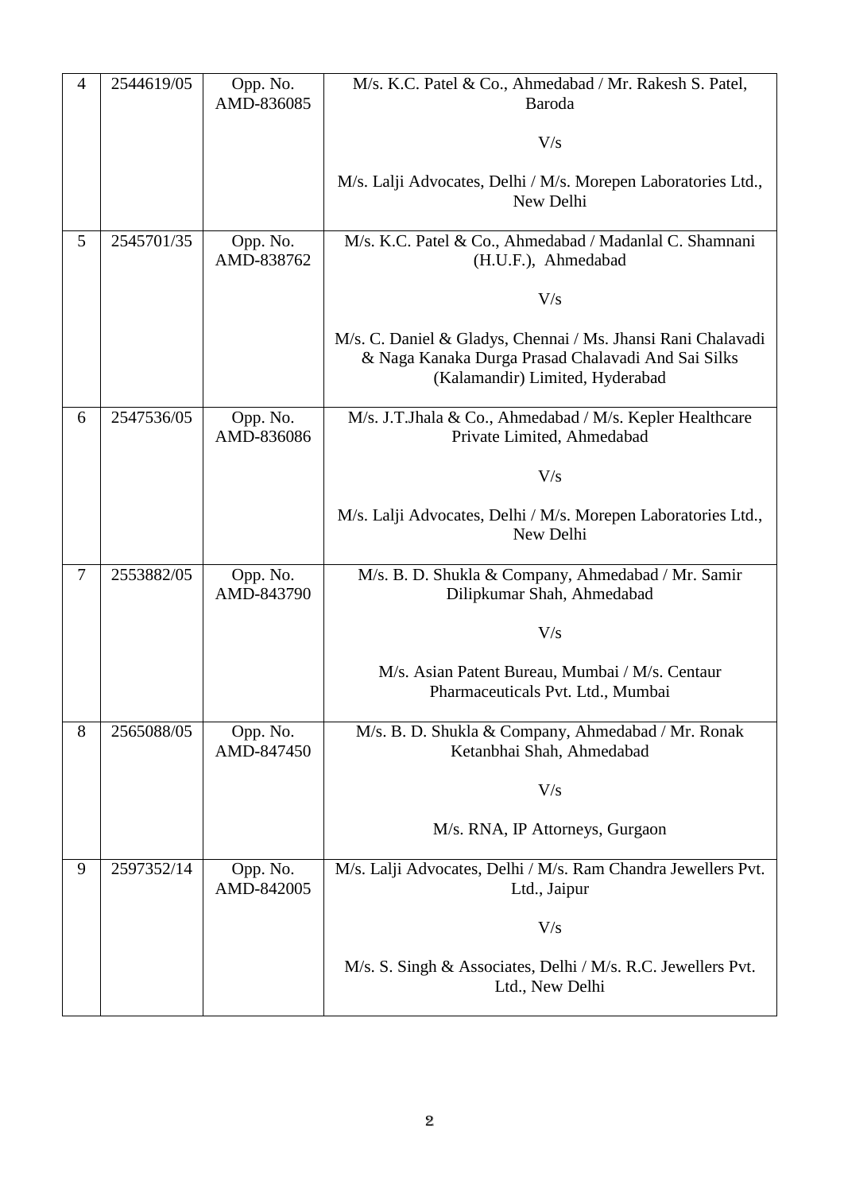| 4 | 2544619/05 | Opp. No. AMD-836085 | M/s. K.C. Patel & Co., Ahmedabad / Mr. Rakesh S. Patel, Baroda<br><br>V/s<br><br>M/s. Lalji Advocates, Delhi / M/s. Morepen Laboratories Ltd., New Delhi |
|---|---|---|---|
| 5 | 2545701/35 | Opp. No. AMD-838762 | M/s. K.C. Patel & Co., Ahmedabad / Madanlal C. Shamnani (H.U.F.), Ahmedabad<br><br>V/s<br><br>M/s. C. Daniel & Gladys, Chennai / Ms. Jhansi Rani Chalavadi & Naga Kanaka Durga Prasad Chalavadi And Sai Silks (Kalamandir) Limited, Hyderabad |
| 6 | 2547536/05 | Opp. No. AMD-836086 | M/s. J.T.Jhala & Co., Ahmedabad / M/s. Kepler Healthcare Private Limited, Ahmedabad<br><br>V/s<br><br>M/s. Lalji Advocates, Delhi / M/s. Morepen Laboratories Ltd., New Delhi |
| 7 | 2553882/05 | Opp. No. AMD-843790 | M/s. B. D. Shukla & Company, Ahmedabad / Mr. Samir Dilipkumar Shah, Ahmedabad<br><br>V/s<br><br>M/s. Asian Patent Bureau, Mumbai / M/s. Centaur Pharmaceuticals Pvt. Ltd., Mumbai |
| 8 | 2565088/05 | Opp. No. AMD-847450 | M/s. B. D. Shukla & Company, Ahmedabad / Mr. Ronak Ketanbhai Shah, Ahmedabad<br><br>V/s<br><br>M/s. RNA, IP Attorneys, Gurgaon |
| 9 | 2597352/14 | Opp. No. AMD-842005 | M/s. Lalji Advocates, Delhi / M/s. Ram Chandra Jewellers Pvt. Ltd., Jaipur<br><br>V/s<br><br>M/s. S. Singh & Associates, Delhi / M/s. R.C. Jewellers Pvt. Ltd., New Delhi |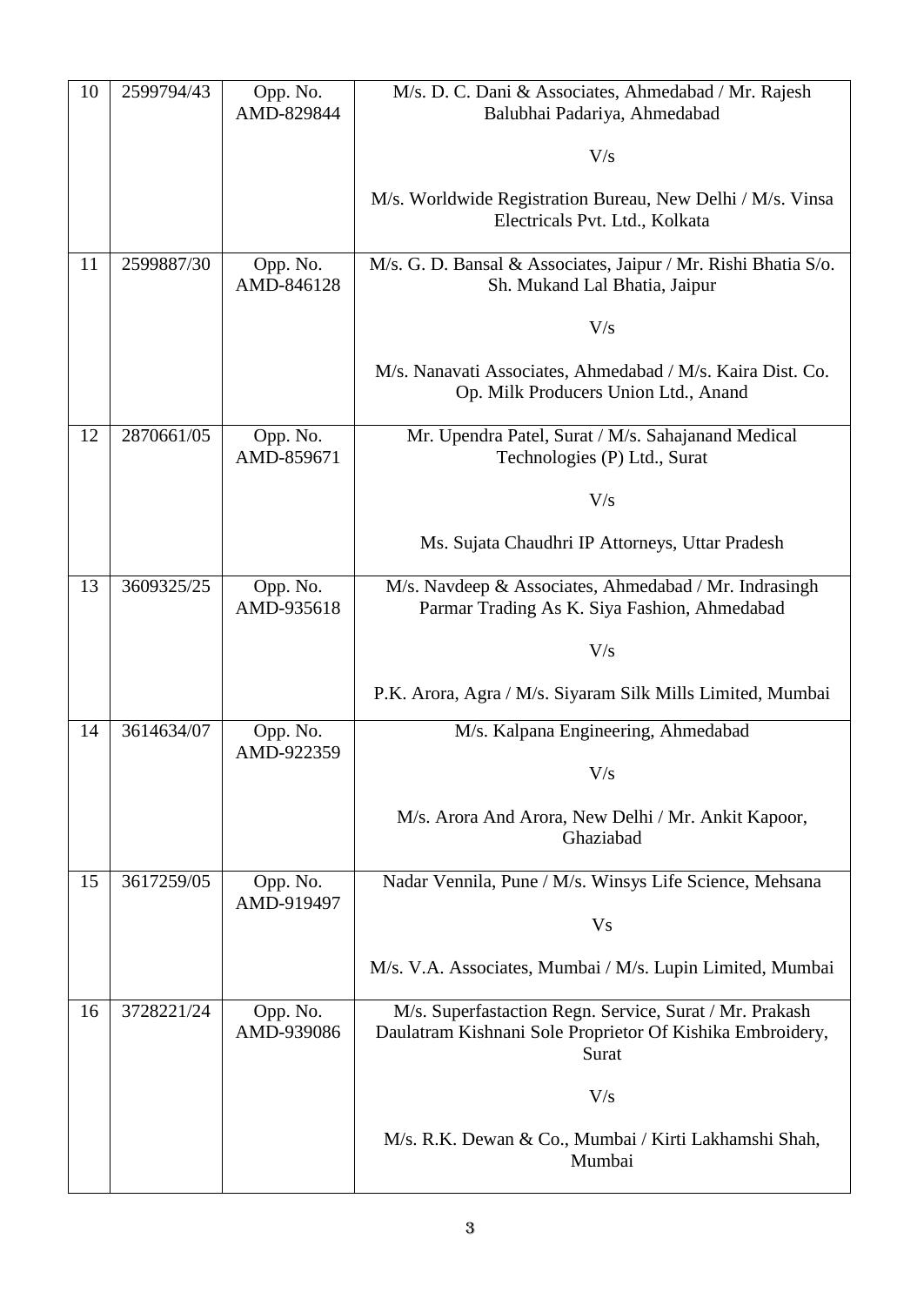| | | | |
|---|---|---|---|
| 10 | 2599794/43 | Opp. No. AMD-829844 | M/s. D. C. Dani & Associates, Ahmedabad / Mr. Rajesh Balubhai Padariya, Ahmedabad<br><br>V/s<br><br>M/s. Worldwide Registration Bureau, New Delhi / M/s. Vinsa Electricals Pvt. Ltd., Kolkata |
| 11 | 2599887/30 | Opp. No. AMD-846128 | M/s. G. D. Bansal & Associates, Jaipur / Mr. Rishi Bhatia S/o. Sh. Mukand Lal Bhatia, Jaipur<br><br>V/s<br><br>M/s. Nanavati Associates, Ahmedabad / M/s. Kaira Dist. Co. Op. Milk Producers Union Ltd., Anand |
| 12 | 2870661/05 | Opp. No. AMD-859671 | Mr. Upendra Patel, Surat / M/s. Sahajanand Medical Technologies (P) Ltd., Surat<br><br>V/s<br><br>Ms. Sujata Chaudhri IP Attorneys, Uttar Pradesh |
| 13 | 3609325/25 | Opp. No. AMD-935618 | M/s. Navdeep & Associates, Ahmedabad / Mr. Indrasingh Parmar Trading As K. Siya Fashion, Ahmedabad<br><br>V/s<br><br>P.K. Arora, Agra / M/s. Siyaram Silk Mills Limited, Mumbai |
| 14 | 3614634/07 | Opp. No. AMD-922359 | M/s. Kalpana Engineering, Ahmedabad<br><br>V/s<br><br>M/s. Arora And Arora, New Delhi / Mr. Ankit Kapoor, Ghaziabad |
| 15 | 3617259/05 | Opp. No. AMD-919497 | Nadar Vennila, Pune / M/s. Winsys Life Science, Mehsana<br><br>Vs<br><br>M/s. V.A. Associates, Mumbai / M/s. Lupin Limited, Mumbai |
| 16 | 3728221/24 | Opp. No. AMD-939086 | M/s. Superfastaction Regn. Service, Surat / Mr. Prakash Daulatram Kishnani Sole Proprietor Of Kishika Embroidery, Surat<br><br>V/s<br><br>M/s. R.K. Dewan & Co., Mumbai / Kirti Lakhamshi Shah, Mumbai |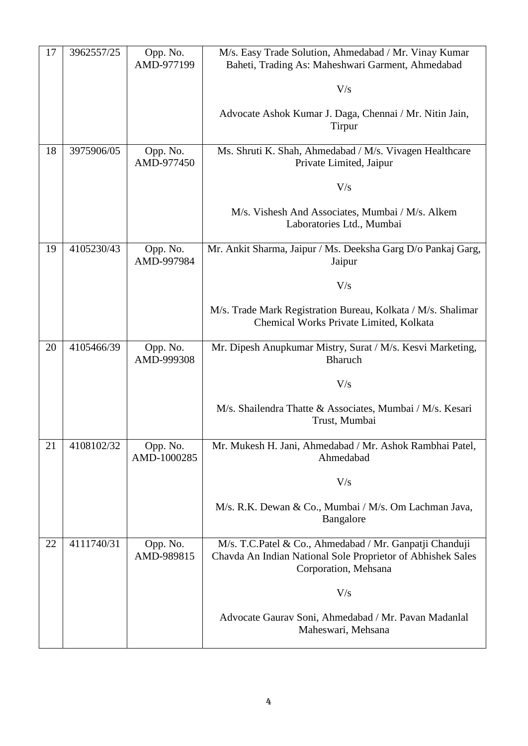| 17 | 3962557/25 | Opp. No. AMD-977199 | M/s. Easy Trade Solution, Ahmedabad / Mr. Vinay Kumar Baheti, Trading As: Maheshwari Garment, Ahmedabad<br><br>V/s<br><br>Advocate Ashok Kumar J. Daga, Chennai / Mr. Nitin Jain, Tirpur |
|---|---|---|---|
| 18 | 3975906/05 | Opp. No. AMD-977450 | Ms. Shruti K. Shah, Ahmedabad / M/s. Vivagen Healthcare Private Limited, Jaipur<br><br>V/s<br><br>M/s. Vishesh And Associates, Mumbai / M/s. Alkem Laboratories Ltd., Mumbai |
| 19 | 4105230/43 | Opp. No. AMD-997984 | Mr. Ankit Sharma, Jaipur / Ms. Deeksha Garg D/o Pankaj Garg, Jaipur<br><br>V/s<br><br>M/s. Trade Mark Registration Bureau, Kolkata / M/s. Shalimar Chemical Works Private Limited, Kolkata |
| 20 | 4105466/39 | Opp. No. AMD-999308 | Mr. Dipesh Anupkumar Mistry, Surat / M/s. Kesvi Marketing, Bharuch<br><br>V/s<br><br>M/s. Shailendra Thatte & Associates, Mumbai / M/s. Kesari Trust, Mumbai |
| 21 | 4108102/32 | Opp. No. AMD-1000285 | Mr. Mukesh H. Jani, Ahmedabad / Mr. Ashok Rambhai Patel, Ahmedabad<br><br>V/s<br><br>M/s. R.K. Dewan & Co., Mumbai / M/s. Om Lachman Java, Bangalore |
| 22 | 4111740/31 | Opp. No. AMD-989815 | M/s. T.C.Patel & Co., Ahmedabad / Mr. Ganpatji Chanduji Chavda An Indian National Sole Proprietor of Abhishek Sales Corporation, Mehsana<br><br>V/s<br><br>Advocate Gaurav Soni, Ahmedabad / Mr. Pavan Madanlal Maheswari, Mehsana |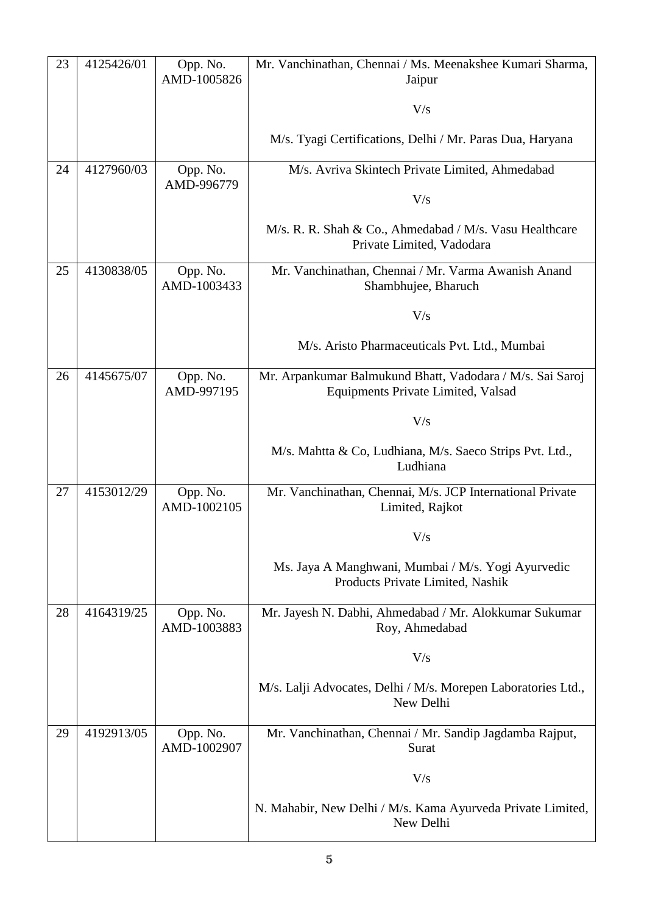| 23 | 4125426/01 | Opp. No. AMD-1005826 | Mr. Vanchinathan, Chennai / Ms. Meenakshee Kumari Sharma, Jaipur<br><br>V/s<br><br>M/s. Tyagi Certifications, Delhi / Mr. Paras Dua, Haryana |
|---|---|---|---|
| 24 | 4127960/03 | Opp. No. AMD-996779 | M/s. Avriva Skintech Private Limited, Ahmedabad<br><br>V/s<br><br>M/s. R. R. Shah & Co., Ahmedabad / M/s. Vasu Healthcare Private Limited, Vadodara |
| 25 | 4130838/05 | Opp. No. AMD-1003433 | Mr. Vanchinathan, Chennai / Mr. Varma Awanish Anand Shambhujee, Bharuch<br><br>V/s<br><br>M/s. Aristo Pharmaceuticals Pvt. Ltd., Mumbai |
| 26 | 4145675/07 | Opp. No. AMD-997195 | Mr. Arpankumar Balmukund Bhatt, Vadodara / M/s. Sai Saroj Equipments Private Limited, Valsad<br><br>V/s<br><br>M/s. Mahtta & Co, Ludhiana, M/s. Saeco Strips Pvt. Ltd., Ludhiana |
| 27 | 4153012/29 | Opp. No. AMD-1002105 | Mr. Vanchinathan, Chennai, M/s. JCP International Private Limited, Rajkot<br><br>V/s<br><br>Ms. Jaya A Manghwani, Mumbai / M/s. Yogi Ayurvedic Products Private Limited, Nashik |
| 28 | 4164319/25 | Opp. No. AMD-1003883 | Mr. Jayesh N. Dabhi, Ahmedabad / Mr. Alokkumar Sukumar Roy, Ahmedabad<br><br>V/s<br><br>M/s. Lalji Advocates, Delhi / M/s. Morepen Laboratories Ltd., New Delhi |
| 29 | 4192913/05 | Opp. No. AMD-1002907 | Mr. Vanchinathan, Chennai / Mr. Sandip Jagdamba Rajput, Surat<br><br>V/s<br><br>N. Mahabir, New Delhi / M/s. Kama Ayurveda Private Limited, New Delhi |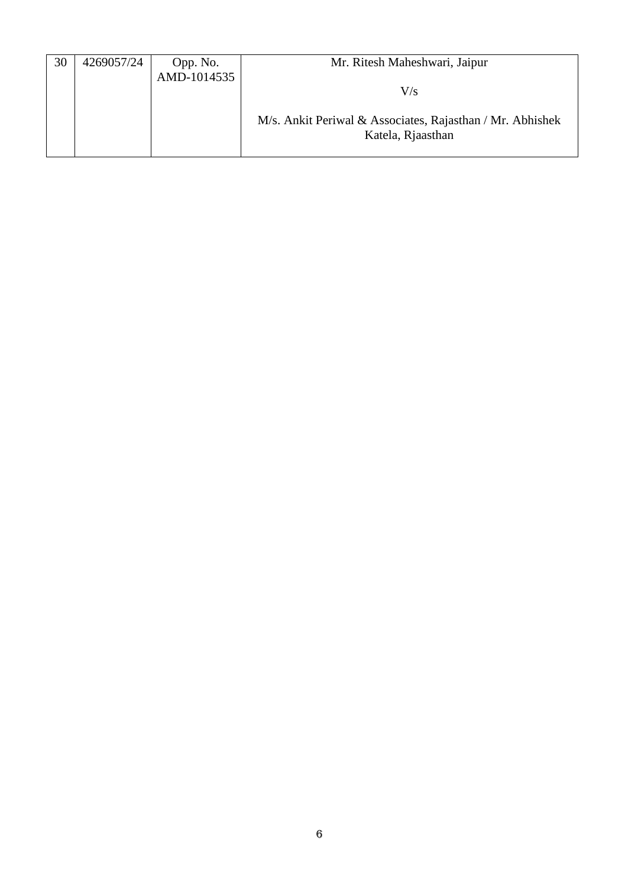| 30 | 4269057/24 | Opp. No. AMD-1014535 | Mr. Ritesh Maheshwari, Jaipur<br><br>V/s<br><br>M/s. Ankit Periwal & Associates, Rajasthan / Mr. Abhishek Katela, Rjaasthan |
|---|---|---|---|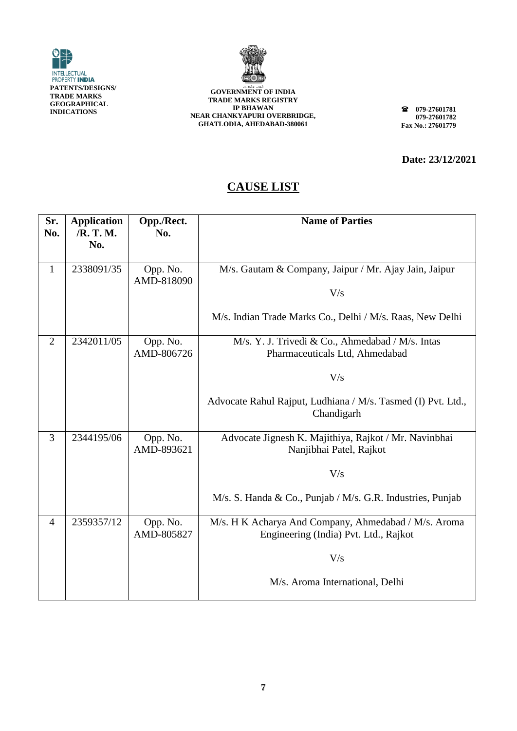INTELLECTUAL PROPERTY INDIA
**PATENTS/DESIGNS/ TRADE MARKS GEOGRAPHICAL INDICATIONS**

**GOVERNMENT OF INDIA**
**TRADE MARKS REGISTRY**
**IP BHAWAN**
**NEAR CHANKYAPURI OVERBRIDGE,**
**GHATLODIA, AHEDABAD-380061**

**079-27601781**
**079-27601782**
**Fax No.: 27601779**

**Date: 23/12/2021**

## CAUSE LIST

| Sr. No. | Application /R. T. M. No. | Opp./Rect. No. | Name of Parties |
|---|---|---|---|
| 1 | 2338091/35 | Opp. No. AMD-818090 | M/s. Gautam & Company, Jaipur / Mr. Ajay Jain, Jaipur<br><br>V/s<br><br>M/s. Indian Trade Marks Co., Delhi / M/s. Raas, New Delhi |
| 2 | 2342011/05 | Opp. No. AMD-806726 | M/s. Y. J. Trivedi & Co., Ahmedabad / M/s. Intas Pharmaceuticals Ltd, Ahmedabad<br><br>V/s<br><br>Advocate Rahul Rajput, Ludhiana / M/s. Tasmed (I) Pvt. Ltd., Chandigarh |
| 3 | 2344195/06 | Opp. No. AMD-893621 | Advocate Jignesh K. Majithiya, Rajkot / Mr. Navinbhai Nanjibhai Patel, Rajkot<br><br>V/s<br><br>M/s. S. Handa & Co., Punjab / M/s. G.R. Industries, Punjab |
| 4 | 2359357/12 | Opp. No. AMD-805827 | M/s. H K Acharya And Company, Ahmedabad / M/s. Aroma Engineering (India) Pvt. Ltd., Rajkot<br><br>V/s<br><br>M/s. Aroma International, Delhi |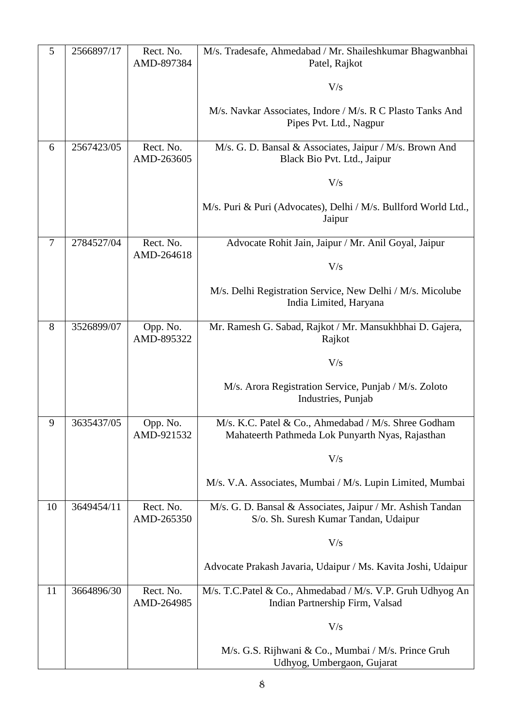| 5 | 2566897/17 | Rect. No. AMD-897384 | M/s. Tradesafe, Ahmedabad / Mr. Shaileshkumar Bhagwanbhai Patel, Rajkot<br><br>V/s<br><br>M/s. Navkar Associates, Indore / M/s. R C Plasto Tanks And Pipes Pvt. Ltd., Nagpur |
|---|---|---|---|
| 6 | 2567423/05 | Rect. No. AMD-263605 | M/s. G. D. Bansal & Associates, Jaipur / M/s. Brown And Black Bio Pvt. Ltd., Jaipur<br><br>V/s<br><br>M/s. Puri & Puri (Advocates), Delhi / M/s. Bullford World Ltd., Jaipur |
| 7 | 2784527/04 | Rect. No. AMD-264618 | Advocate Rohit Jain, Jaipur / Mr. Anil Goyal, Jaipur<br><br>V/s<br><br>M/s. Delhi Registration Service, New Delhi / M/s. Micolube India Limited, Haryana |
| 8 | 3526899/07 | Opp. No. AMD-895322 | Mr. Ramesh G. Sabad, Rajkot / Mr. Mansukhbhai D. Gajera, Rajkot<br><br>V/s<br><br>M/s. Arora Registration Service, Punjab / M/s. Zoloto Industries, Punjab |
| 9 | 3635437/05 | Opp. No. AMD-921532 | M/s. K.C. Patel & Co., Ahmedabad / M/s. Shree Godham Mahateerth Pathmeda Lok Punyarth Nyas, Rajasthan<br><br>V/s<br><br>M/s. V.A. Associates, Mumbai / M/s. Lupin Limited, Mumbai |
| 10 | 3649454/11 | Rect. No. AMD-265350 | M/s. G. D. Bansal & Associates, Jaipur / Mr. Ashish Tandan S/o. Sh. Suresh Kumar Tandan, Udaipur<br><br>V/s<br><br>Advocate Prakash Javaria, Udaipur / Ms. Kavita Joshi, Udaipur |
| 11 | 3664896/30 | Rect. No. AMD-264985 | M/s. T.C.Patel & Co., Ahmedabad / M/s. V.P. Gruh Udhyog An Indian Partnership Firm, Valsad<br><br>V/s<br><br>M/s. G.S. Rijhwani & Co., Mumbai / M/s. Prince Gruh Udhyog, Umbergaon, Gujarat |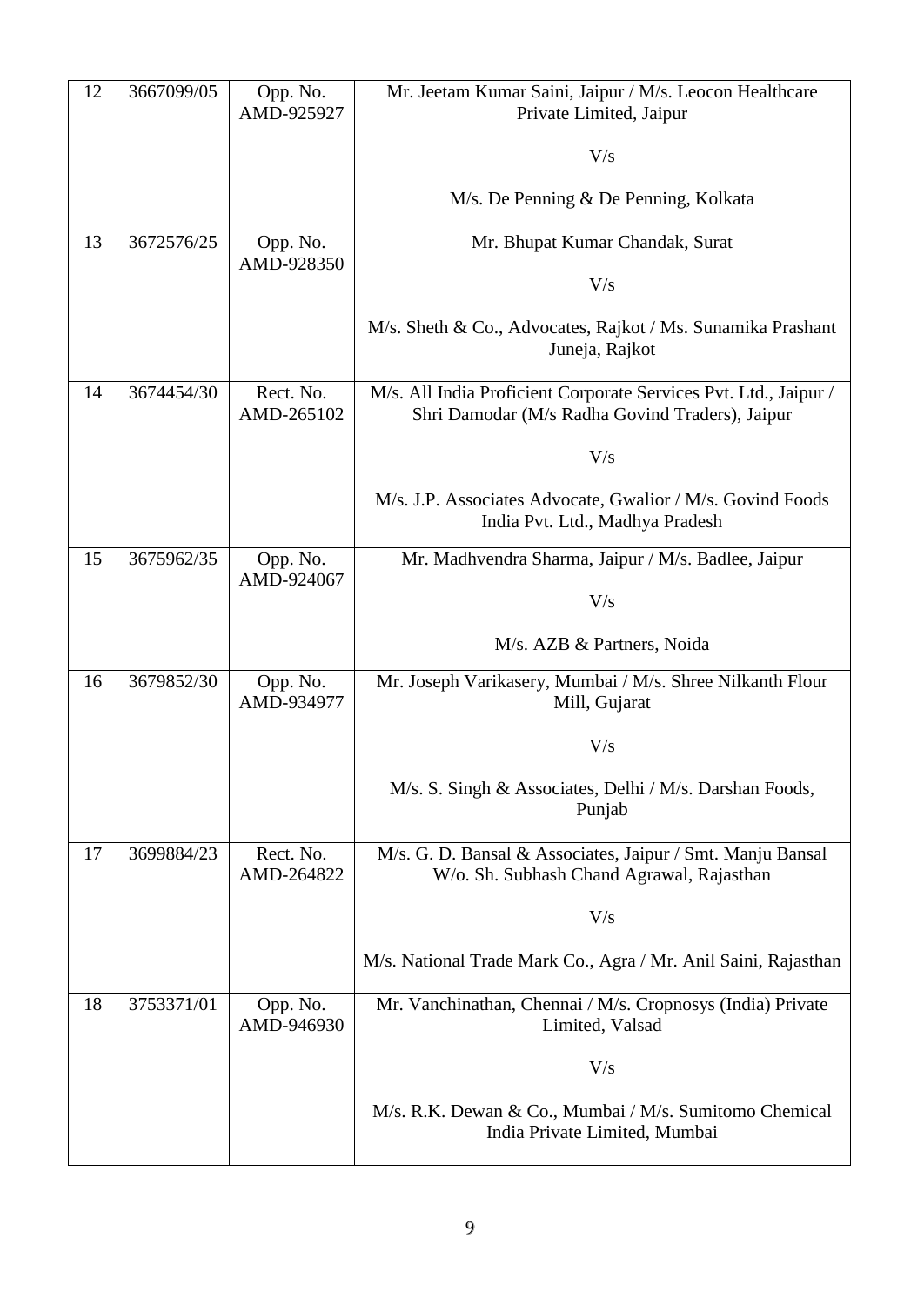| 12 | 3667099/05 | Opp. No. AMD-925927 | Mr. Jeetam Kumar Saini, Jaipur / M/s. Leocon Healthcare Private Limited, Jaipur<br><br>V/s<br><br>M/s. De Penning & De Penning, Kolkata |
|---|---|---|---|
| 13 | 3672576/25 | Opp. No. AMD-928350 | Mr. Bhupat Kumar Chandak, Surat<br><br>V/s<br><br>M/s. Sheth & Co., Advocates, Rajkot / Ms. Sunamika Prashant Juneja, Rajkot |
| 14 | 3674454/30 | Rect. No. AMD-265102 | M/s. All India Proficient Corporate Services Pvt. Ltd., Jaipur / Shri Damodar (M/s Radha Govind Traders), Jaipur<br><br>V/s<br><br>M/s. J.P. Associates Advocate, Gwalior / M/s. Govind Foods India Pvt. Ltd., Madhya Pradesh |
| 15 | 3675962/35 | Opp. No. AMD-924067 | Mr. Madhvendra Sharma, Jaipur / M/s. Badlee, Jaipur<br><br>V/s<br><br>M/s. AZB & Partners, Noida |
| 16 | 3679852/30 | Opp. No. AMD-934977 | Mr. Joseph Varikasery, Mumbai / M/s. Shree Nilkanth Flour Mill, Gujarat<br><br>V/s<br><br>M/s. S. Singh & Associates, Delhi / M/s. Darshan Foods, Punjab |
| 17 | 3699884/23 | Rect. No. AMD-264822 | M/s. G. D. Bansal & Associates, Jaipur / Smt. Manju Bansal W/o. Sh. Subhash Chand Agrawal, Rajasthan<br><br>V/s<br><br>M/s. National Trade Mark Co., Agra / Mr. Anil Saini, Rajasthan |
| 18 | 3753371/01 | Opp. No. AMD-946930 | Mr. Vanchinathan, Chennai / M/s. Cropnosys (India) Private Limited, Valsad<br><br>V/s<br><br>M/s. R.K. Dewan & Co., Mumbai / M/s. Sumitomo Chemical India Private Limited, Mumbai |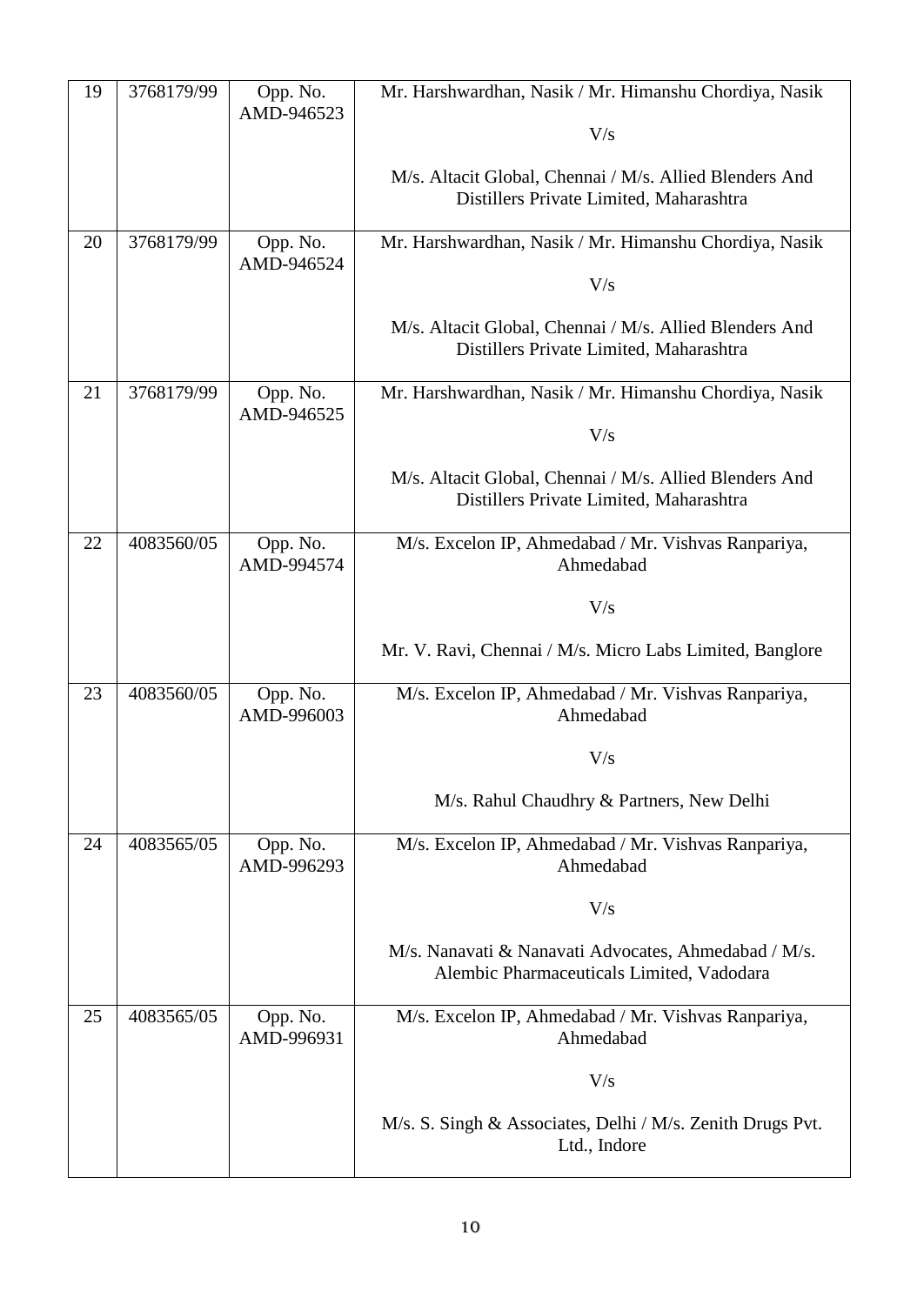| 19 | 3768179/99 | Opp. No. AMD-946523 | Mr. Harshwardhan, Nasik / Mr. Himanshu Chordiya, Nasik<br><br>V/s<br><br>M/s. Altacit Global, Chennai / M/s. Allied Blenders And Distillers Private Limited, Maharashtra |
|---|---|---|---|
| 20 | 3768179/99 | Opp. No. AMD-946524 | Mr. Harshwardhan, Nasik / Mr. Himanshu Chordiya, Nasik<br><br>V/s<br><br>M/s. Altacit Global, Chennai / M/s. Allied Blenders And Distillers Private Limited, Maharashtra |
| 21 | 3768179/99 | Opp. No. AMD-946525 | Mr. Harshwardhan, Nasik / Mr. Himanshu Chordiya, Nasik<br><br>V/s<br><br>M/s. Altacit Global, Chennai / M/s. Allied Blenders And Distillers Private Limited, Maharashtra |
| 22 | 4083560/05 | Opp. No. AMD-994574 | M/s. Excelon IP, Ahmedabad / Mr. Vishvas Ranpariya, Ahmedabad<br><br>V/s<br><br>Mr. V. Ravi, Chennai / M/s. Micro Labs Limited, Banglore |
| 23 | 4083560/05 | Opp. No. AMD-996003 | M/s. Excelon IP, Ahmedabad / Mr. Vishvas Ranpariya, Ahmedabad<br><br>V/s<br><br>M/s. Rahul Chaudhry & Partners, New Delhi |
| 24 | 4083565/05 | Opp. No. AMD-996293 | M/s. Excelon IP, Ahmedabad / Mr. Vishvas Ranpariya, Ahmedabad<br><br>V/s<br><br>M/s. Nanavati & Nanavati Advocates, Ahmedabad / M/s. Alembic Pharmaceuticals Limited, Vadodara |
| 25 | 4083565/05 | Opp. No. AMD-996931 | M/s. Excelon IP, Ahmedabad / Mr. Vishvas Ranpariya, Ahmedabad<br><br>V/s<br><br>M/s. S. Singh & Associates, Delhi / M/s. Zenith Drugs Pvt. Ltd., Indore |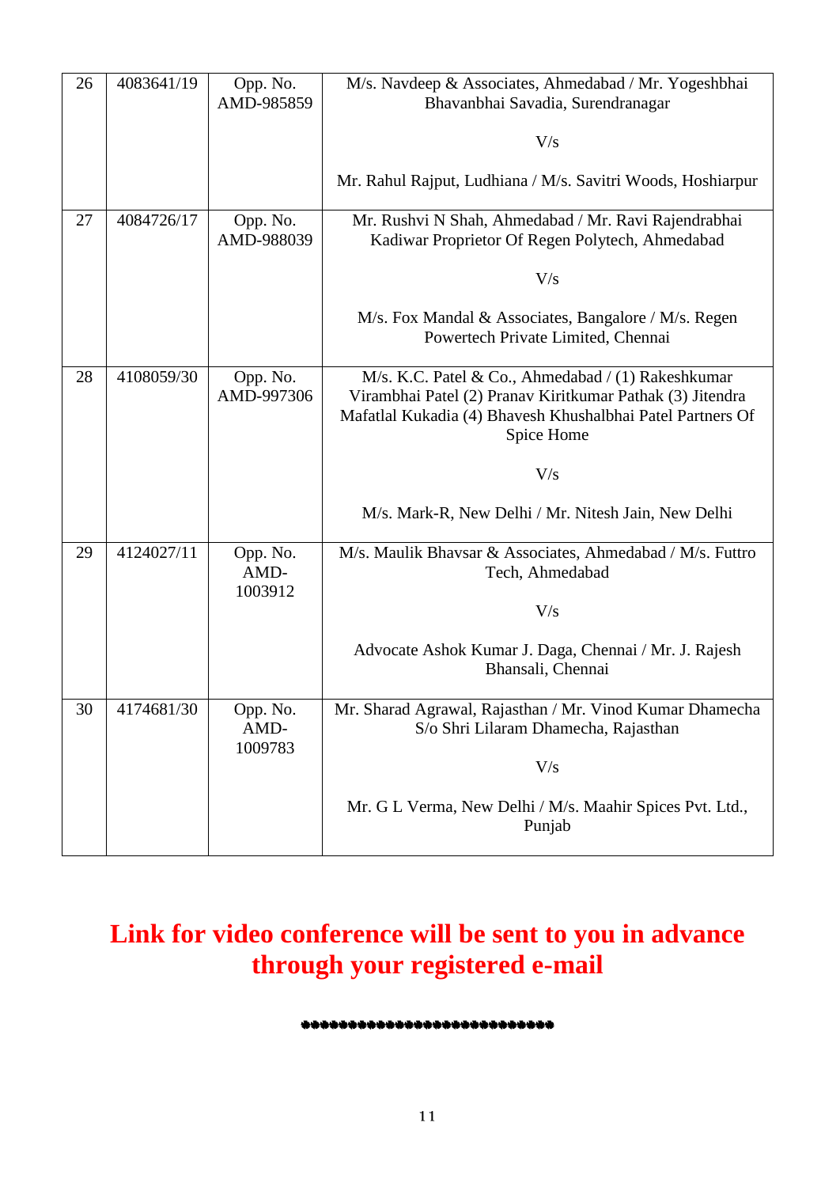| | | | |
|---|---|---|---|
| 26 | 4083641/19 | Opp. No. AMD-985859 | M/s. Navdeep & Associates, Ahmedabad / Mr. Yogeshbhai Bhavanbhai Savadia, Surendranagar<br><br>V/s<br><br>Mr. Rahul Rajput, Ludhiana / M/s. Savitri Woods, Hoshiarpur |
| 27 | 4084726/17 | Opp. No. AMD-988039 | Mr. Rushvi N Shah, Ahmedabad / Mr. Ravi Rajendrabhai Kadiwar Proprietor Of Regen Polytech, Ahmedabad<br><br>V/s<br><br>M/s. Fox Mandal & Associates, Bangalore / M/s. Regen Powertech Private Limited, Chennai |
| 28 | 4108059/30 | Opp. No. AMD-997306 | M/s. K.C. Patel & Co., Ahmedabad / (1) Rakeshkumar Virambhai Patel (2) Pranav Kiritkumar Pathak (3) Jitendra Mafatlal Kukadia (4) Bhavesh Khushalbhai Patel Partners Of Spice Home<br><br>V/s<br><br>M/s. Mark-R, New Delhi / Mr. Nitesh Jain, New Delhi |
| 29 | 4124027/11 | Opp. No. AMD-1003912 | M/s. Maulik Bhavsar & Associates, Ahmedabad / M/s. Futtro Tech, Ahmedabad<br><br>V/s<br><br>Advocate Ashok Kumar J. Daga, Chennai / Mr. J. Rajesh Bhansali, Chennai |
| 30 | 4174681/30 | Opp. No. AMD-1009783 | Mr. Sharad Agrawal, Rajasthan / Mr. Vinod Kumar Dhamecha S/o Shri Lilaram Dhamecha, Rajasthan<br><br>V/s<br><br>Mr. G L Verma, New Delhi / M/s. Maahir Spices Pvt. Ltd., Punjab |

**Link for video conference will be sent to you in advance through your registered e-mail**

\*\*\*\*\*\*\*\*\*\*\*\*\*\*\*\*\*\*\*\*\*\*\*\*\*\*\*\*\*\*